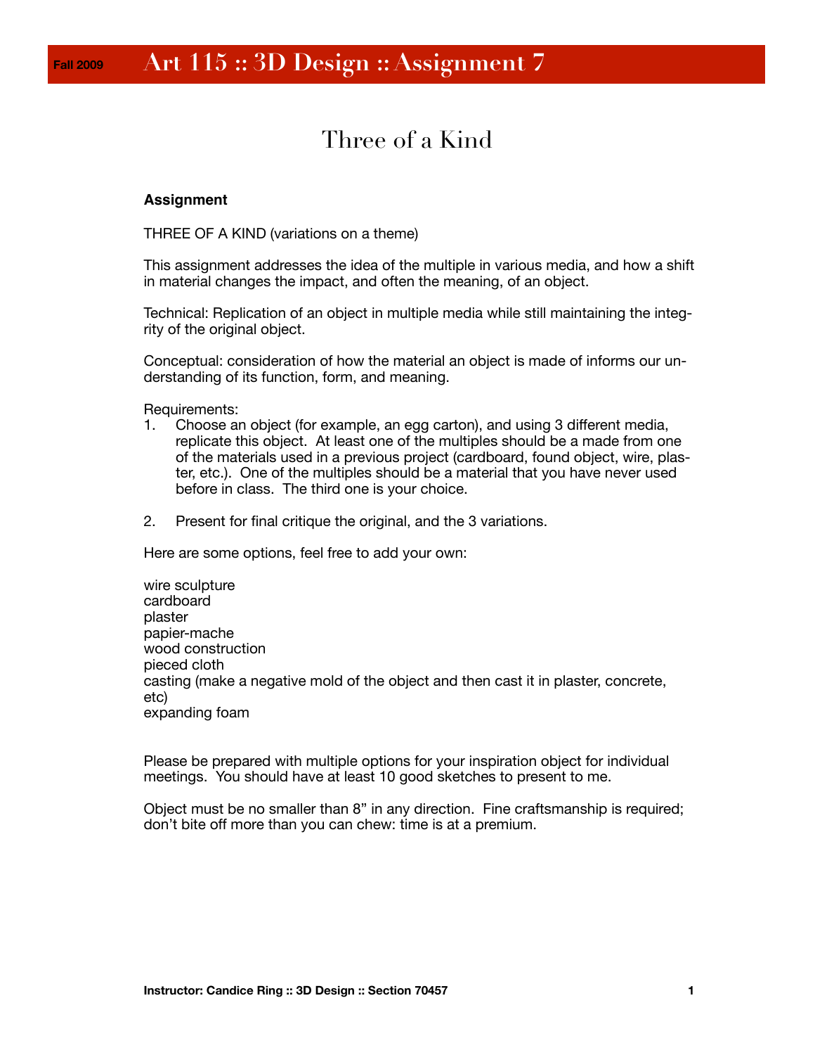# Fall 2009 Art 115 :: 3D Design :: Assignment 7

## Three of a Kind

**Assignment**

THREE OF A KIND (variations on a theme)

This assignment addresses the idea of the multiple in various media, and how a shift in material changes the impact, and often the meaning, of an object.

Technical: Replication of an object in multiple media while still maintaining the integrity of the original object.

Conceptual: consideration of how the material an object is made of informs our understanding of its function, form, and meaning.

Requirements:

1. Choose an object (for example, an egg carton), and using 3 different media, replicate this object. At least one of the multiples should be a made from one of the materials used in a previous project (cardboard, found object, wire, plaster, etc.). One of the multiples should be a material that you have never used before in class. The third one is your choice.

2. Present for final critique the original, and the 3 variations.

Here are some options, feel free to add your own:

wire sculpture
cardboard
plaster
papier-mache
wood construction
pieced cloth
casting (make a negative mold of the object and then cast it in plaster, concrete, etc)
expanding foam

Please be prepared with multiple options for your inspiration object for individual meetings. You should have at least 10 good sketches to present to me.

Object must be no smaller than 8" in any direction. Fine craftsmanship is required; don't bite off more than you can chew: time is at a premium.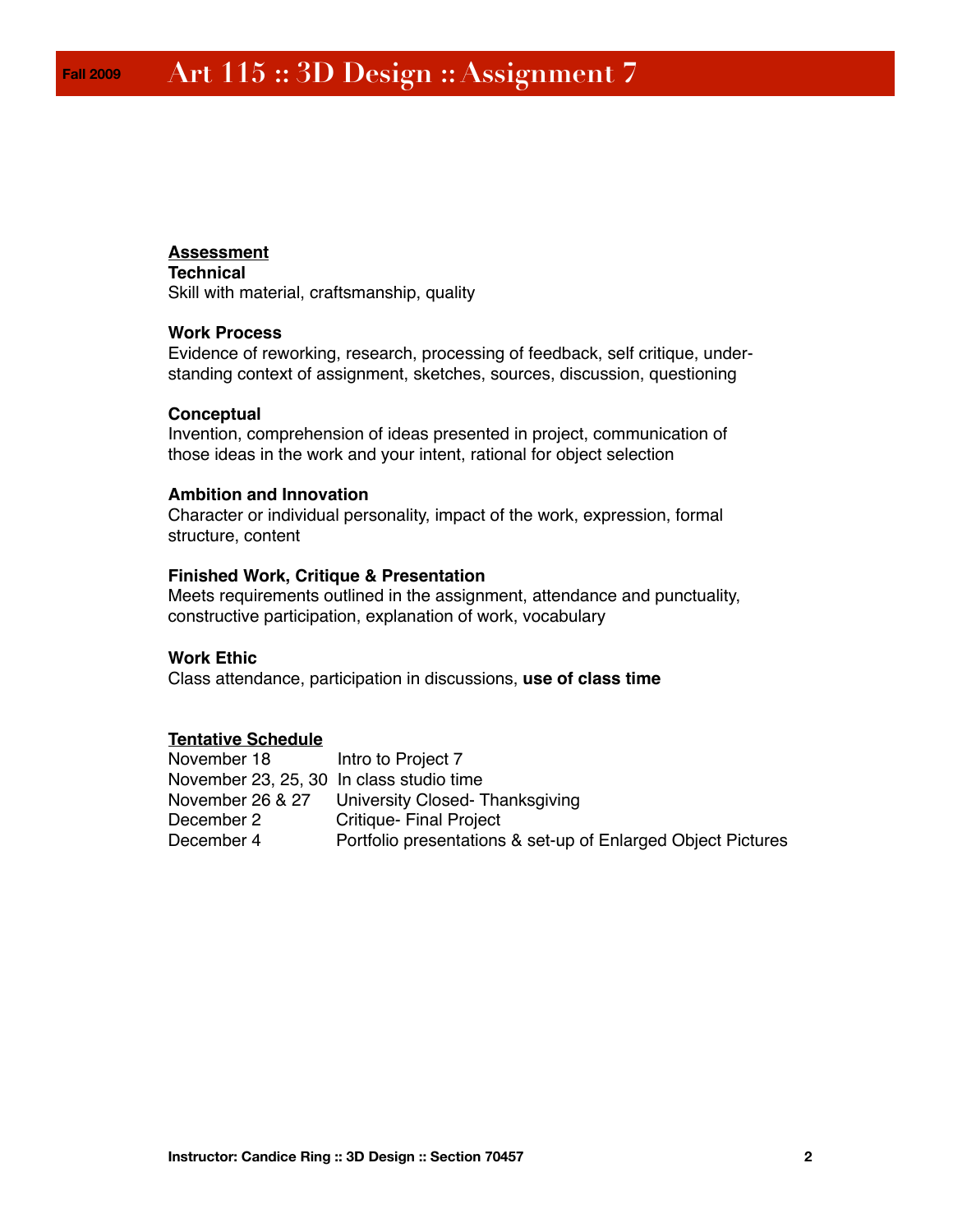## Assessment

**Technical**
Skill with material, craftsmanship, quality

**Work Process**
Evidence of reworking, research, processing of feedback, self critique, understanding context of assignment, sketches, sources, discussion, questioning

**Conceptual**
Invention, comprehension of ideas presented in project, communication of those ideas in the work and your intent, rational for object selection

**Ambition and Innovation**
Character or individual personality, impact of the work, expression, formal structure, content

**Finished Work, Critique & Presentation**
Meets requirements outlined in the assignment, attendance and punctuality, constructive participation, explanation of work, vocabulary

**Work Ethic**
Class attendance, participation in discussions, **use of class time**

## Tentative Schedule

| | |
|---|---|
| November 18 | Intro to Project 7 |
| November 23, 25, 30 | In class studio time |
| November 26 & 27 | University Closed- Thanksgiving |
| December 2 | Critique- Final Project |
| December 4 | Portfolio presentations & set-up of Enlarged Object Pictures |